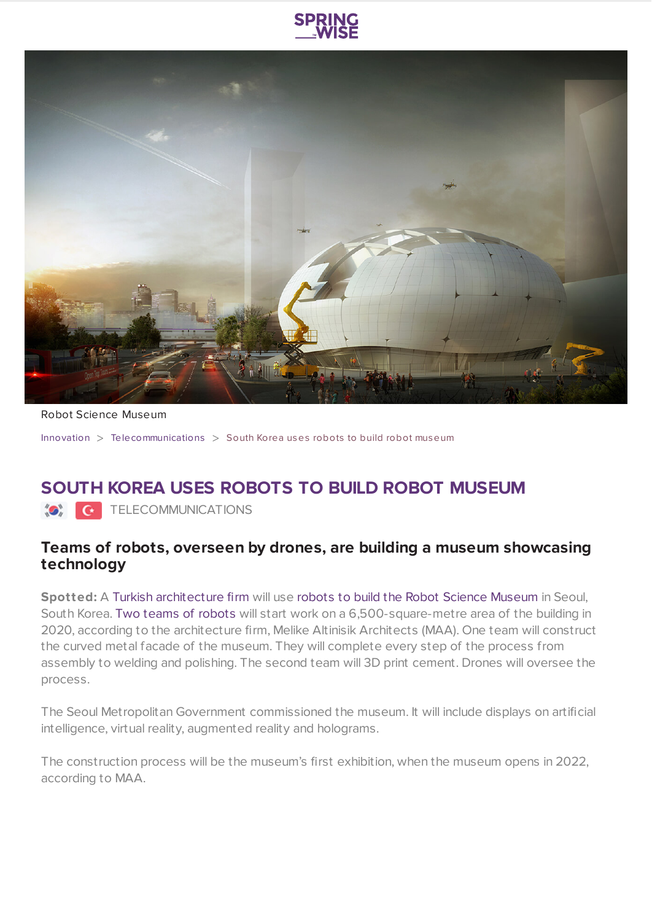Robot Science Museum

Innovation > Telecommunications > South Korea uses robots to build robot museum

# SOUTH KOREA USES ROBOTS TO BUILD ROBOT MUSEUM

TELECOMMUNICATIONS

## Teams of robots, overseen by drones, are building a museum showcasing technology

**Spotted:** A Turkish architecture firm will use robots to build the Robot Science Museum in Seoul, South Korea. Two teams of robots will start work on a 6,500-square-metre area of the building in 2020, according to the architecture firm, Melike Altinisik Architects (MAA). One team will construct the curved metal facade of the museum. They will complete every step of the process from assembly to welding and polishing. The second team will 3D print cement. Drones will oversee the process.

The Seoul Metropolitan Government commissioned the museum. It will include displays on artificial intelligence, virtual reality, augmented reality and holograms.

The construction process will be the museum's first exhibition, when the museum opens in 2022, according to MAA.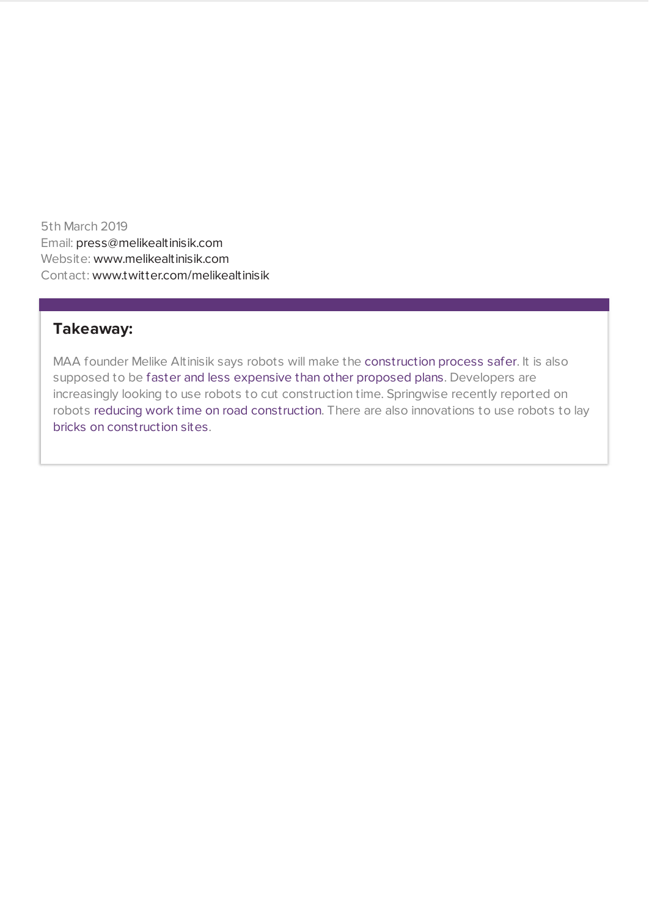5th March 2019
Email: press@melikealtinisik.com
Website: www.melikealtinisik.com
Contact: www.twitter.com/melikealtinisik

**Takeaway:**

MAA founder Melike Altinisik says robots will make the construction process safer. It is also supposed to be faster and less expensive than other proposed plans. Developers are increasingly looking to use robots to cut construction time. Springwise recently reported on robots reducing work time on road construction. There are also innovations to use robots to lay bricks on construction sites.